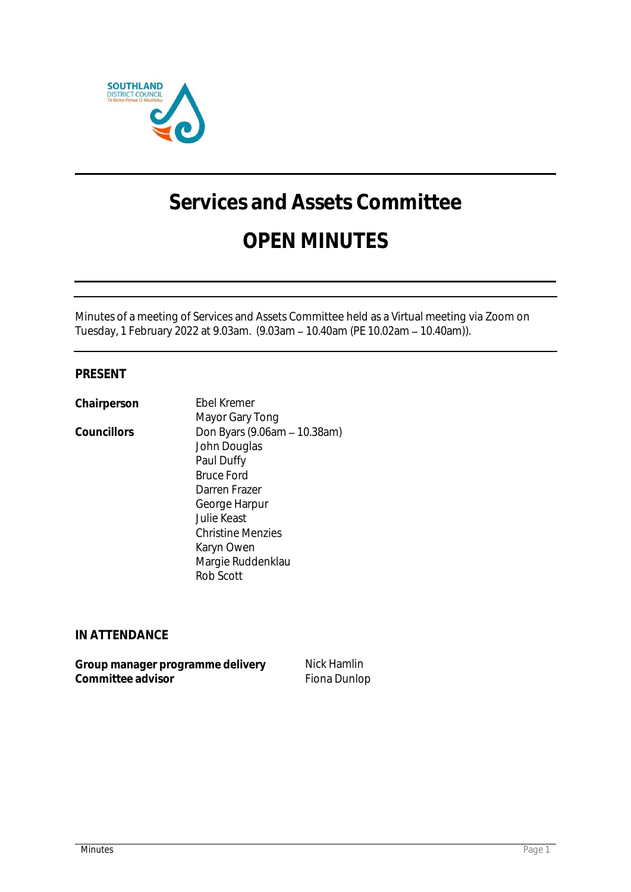# Services and Assets Committee

# OPEN MINUTES

Minutes of a meeting of Services and Assets Committee held as a Virtual meeting via Zoom on Tuesday, 1 February 2022 at 9.03am. (9.03am – 10.40am (PE 10.02am – 10.40am)).

## PRESENT

| | |
|---|---|
| **Chairperson** | Ebel Kremer |
| | Mayor Gary Tong |
| **Councillors** | Don Byars (9.06am – 10.38am) |
| | John Douglas |
| | Paul Duffy |
| | Bruce Ford |
| | Darren Frazer |
| | George Harpur |
| | Julie Keast |
| | Christine Menzies |
| | Karyn Owen |
| | Margie Ruddenklau |
| | Rob Scott |

## IN ATTENDANCE

| | |
|---|---|
| **Group manager programme delivery** | Nick Hamlin |
| **Committee advisor** | Fiona Dunlop |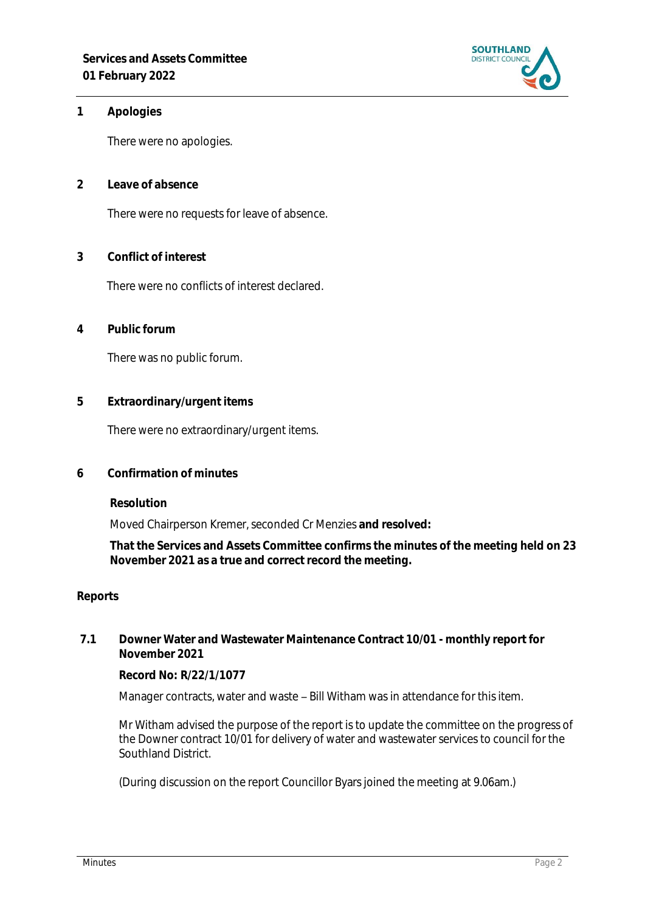## 1 Apologies

There were no apologies.

## 2 Leave of absence

There were no requests for leave of absence.

## 3 Conflict of interest

There were no conflicts of interest declared.

## 4 Public forum

There was no public forum.

## 5 Extraordinary/urgent items

There were no extraordinary/urgent items.

## 6 Confirmation of minutes

**Resolution**

Moved Chairperson Kremer, seconded Cr Menzies **and resolved:**

**That the Services and Assets Committee confirms the minutes of the meeting held on 23 November 2021 as a true and correct record the meeting.**

## Reports

### 7.1 Downer Water and Wastewater Maintenance Contract 10/01 - monthly report for November 2021

**Record No: R/22/1/1077**

Manager contracts, water and waste – Bill Witham was in attendance for this item.

Mr Witham advised the purpose of the report is to update the committee on the progress of the Downer contract 10/01 for delivery of water and wastewater services to council for the Southland District.

(During discussion on the report Councillor Byars joined the meeting at 9.06am.)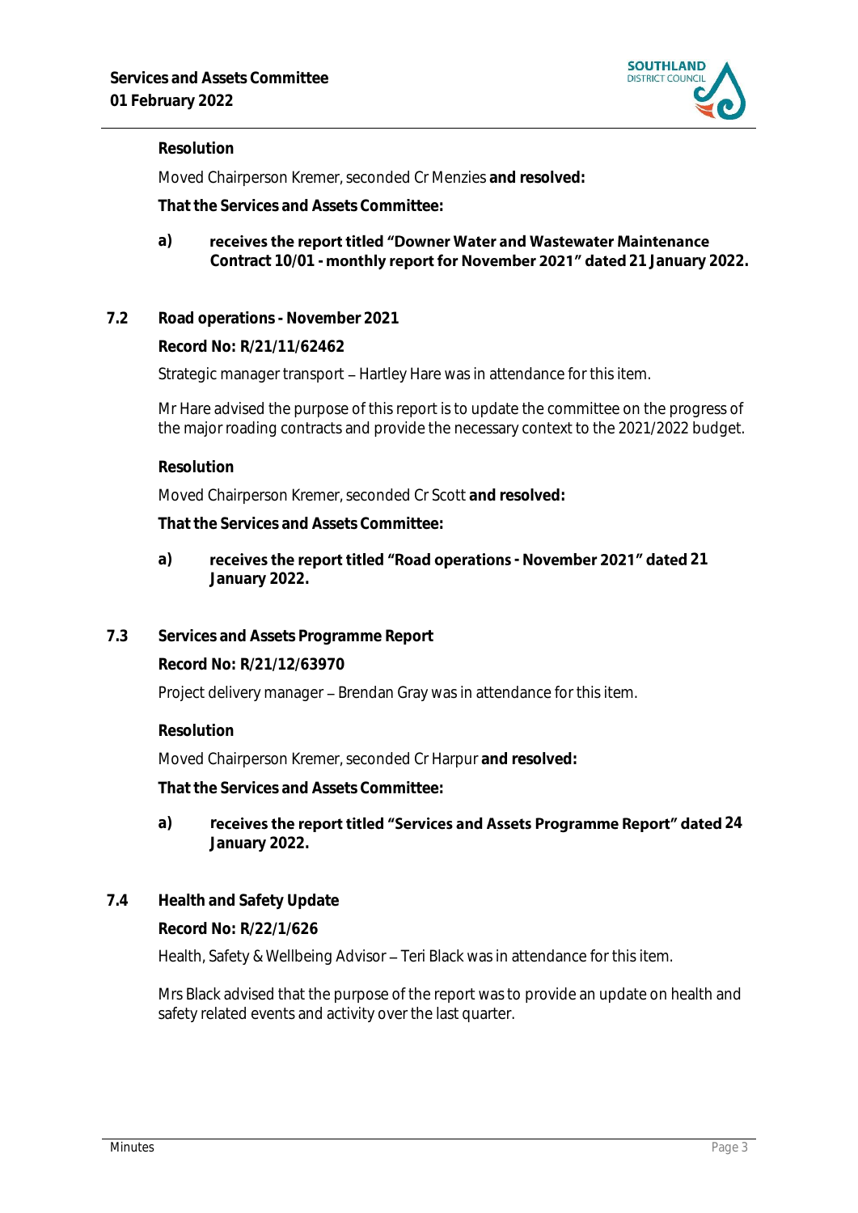**Resolution**

Moved Chairperson Kremer, seconded Cr Menzies **and resolved:**

**That the Services and Assets Committee:**

**a) receives the report titled "Downer Water and Wastewater Maintenance Contract 10/01 - monthly report for November 2021" dated 21 January 2022.**

## 7.2 Road operations - November 2021

**Record No: R/21/11/62462**

Strategic manager transport – Hartley Hare was in attendance for this item.

Mr Hare advised the purpose of this report is to update the committee on the progress of the major roading contracts and provide the necessary context to the 2021/2022 budget.

**Resolution**

Moved Chairperson Kremer, seconded Cr Scott **and resolved:**

**That the Services and Assets Committee:**

**a) receives the report titled "Road operations - November 2021" dated 21 January 2022.**

## 7.3 Services and Assets Programme Report

**Record No: R/21/12/63970**

Project delivery manager – Brendan Gray was in attendance for this item.

**Resolution**

Moved Chairperson Kremer, seconded Cr Harpur **and resolved:**

**That the Services and Assets Committee:**

**a) receives the report titled "Services and Assets Programme Report" dated 24 January 2022.**

## 7.4 Health and Safety Update

**Record No: R/22/1/626**

Health, Safety & Wellbeing Advisor – Teri Black was in attendance for this item.

Mrs Black advised that the purpose of the report was to provide an update on health and safety related events and activity over the last quarter.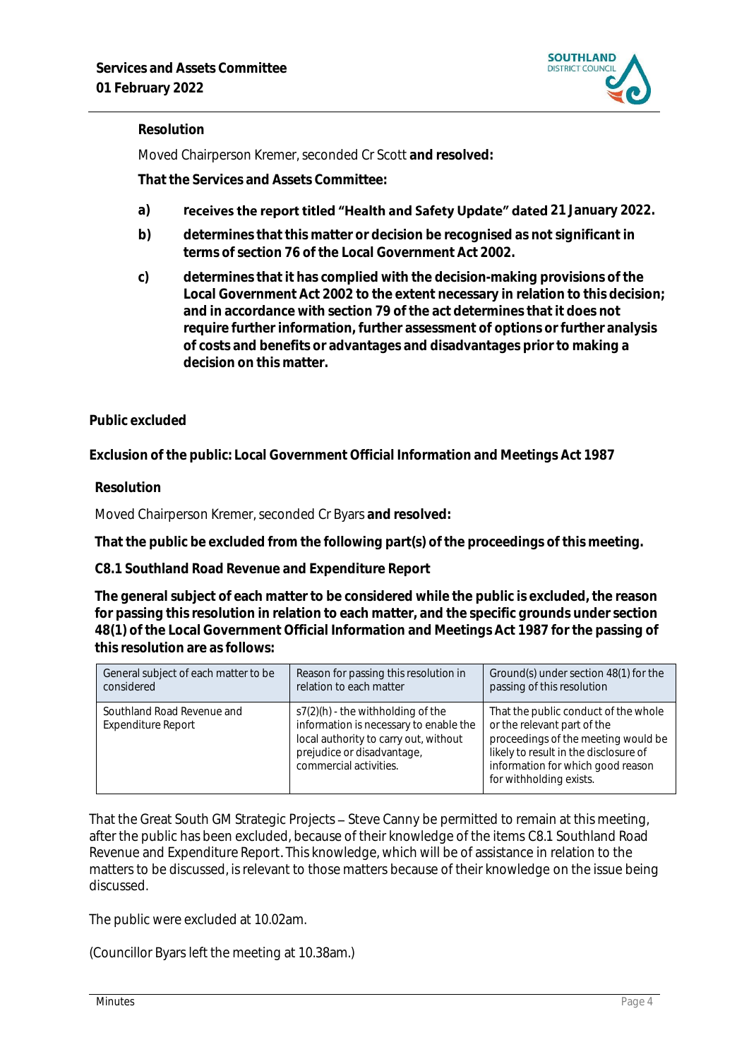**Resolution**

Moved Chairperson Kremer, seconded Cr Scott **and resolved:**

**That the Services and Assets Committee:**

a) **receives the report titled "Health and Safety Update" dated 21 January 2022.**

b) **determines that this matter or decision be recognised as not significant in terms of section 76 of the Local Government Act 2002.**

c) **determines that it has complied with the decision-making provisions of the Local Government Act 2002 to the extent necessary in relation to this decision; and in accordance with section 79 of the act determines that it does not require further information, further assessment of options or further analysis of costs and benefits or advantages and disadvantages prior to making a decision on this matter.**

**Public excluded**

**Exclusion of the public: Local Government Official Information and Meetings Act 1987**

**Resolution**

Moved Chairperson Kremer, seconded Cr Byars **and resolved:**

**That the public be excluded from the following part(s) of the proceedings of this meeting.**

**C8.1 Southland Road Revenue and Expenditure Report**

**The general subject of each matter to be considered while the public is excluded, the reason for passing this resolution in relation to each matter, and the specific grounds under section 48(1) of the Local Government Official Information and Meetings Act 1987 for the passing of this resolution are as follows:**

| General subject of each matter to be considered | Reason for passing this resolution in relation to each matter | Ground(s) under section 48(1) for the passing of this resolution |
|---|---|---|
| Southland Road Revenue and Expenditure Report | s7(2)(h) - the withholding of the information is necessary to enable the local authority to carry out, without prejudice or disadvantage, commercial activities. | That the public conduct of the whole or the relevant part of the proceedings of the meeting would be likely to result in the disclosure of information for which good reason for withholding exists. |

That the Great South GM Strategic Projects – Steve Canny be permitted to remain at this meeting, after the public has been excluded, because of their knowledge of the items C8.1 Southland Road Revenue and Expenditure Report. This knowledge, which will be of assistance in relation to the matters to be discussed, is relevant to those matters because of their knowledge on the issue being discussed.

The public were excluded at 10.02am.

(Councillor Byars left the meeting at 10.38am.)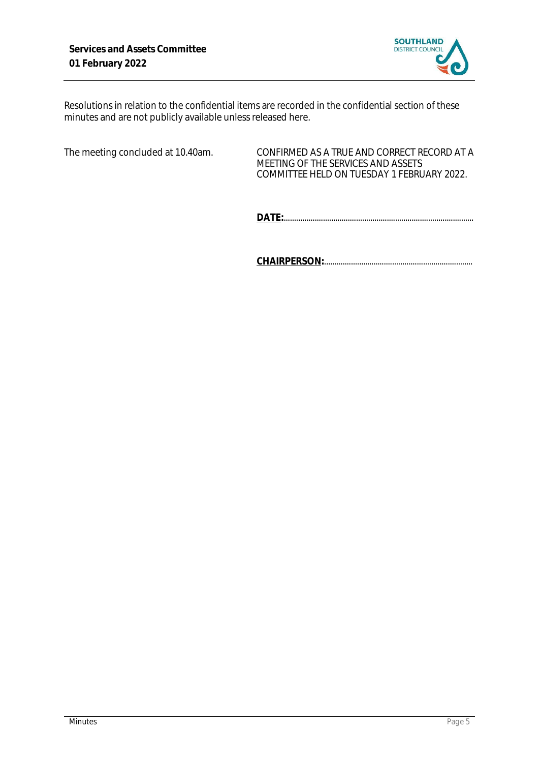Resolutions in relation to the confidential items are recorded in the confidential section of these minutes and are not publicly available unless released here.

The meeting concluded at 10.40am.

CONFIRMED AS A TRUE AND CORRECT RECORD AT A MEETING OF THE SERVICES AND ASSETS COMMITTEE HELD ON TUESDAY 1 FEBRUARY 2022.

**DATE:**...............................................................................................

**CHAIRPERSON:**.......................................................................